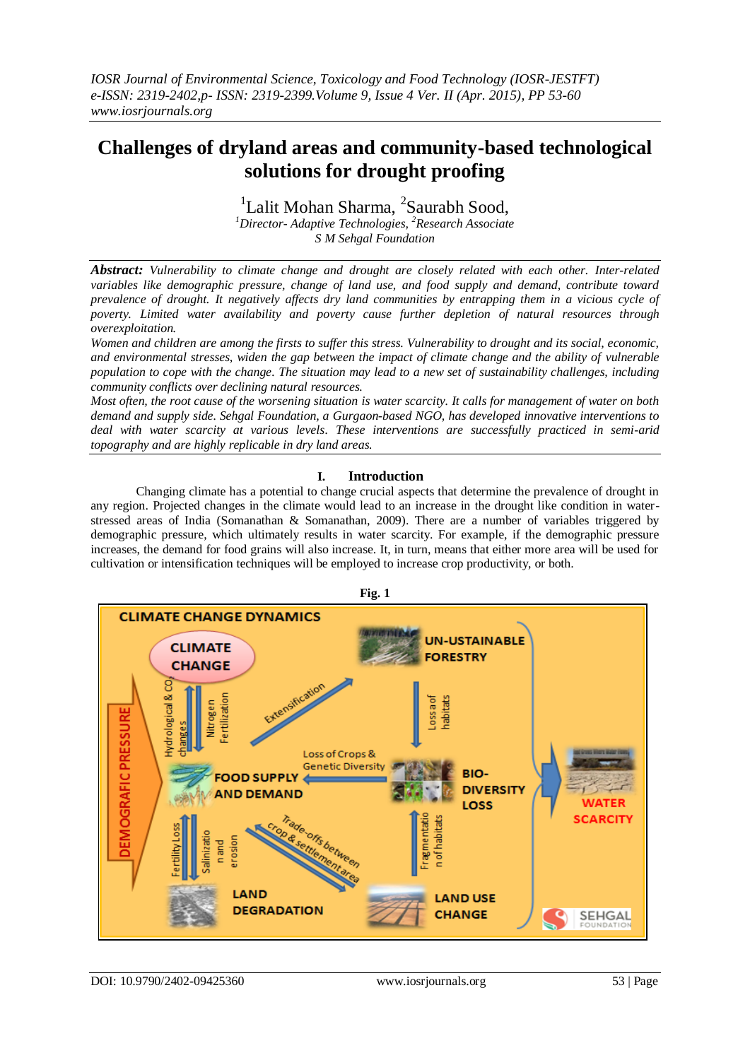# Challenges of dryland areas and community-based technological solutions for drought proofing

[1]Lalit Mohan Sharma, [2]Saurabh Sood,

*[1]Director- Adaptive Technologies, [2]Research Associate*
*S M Sehgal Foundation*

***Abstract:*** *Vulnerability to climate change and drought are closely related with each other. Inter-related variables like demographic pressure, change of land use, and food supply and demand, contribute toward prevalence of drought. It negatively affects dry land communities by entrapping them in a vicious cycle of poverty. Limited water availability and poverty cause further depletion of natural resources through overexploitation.*

*Women and children are among the firsts to suffer this stress. Vulnerability to drought and its social, economic, and environmental stresses, widen the gap between the impact of climate change and the ability of vulnerable population to cope with the change. The situation may lead to a new set of sustainability challenges, including community conflicts over declining natural resources.*

*Most often, the root cause of the worsening situation is water scarcity. It calls for management of water on both demand and supply side. Sehgal Foundation, a Gurgaon-based NGO, has developed innovative interventions to deal with water scarcity at various levels. These interventions are successfully practiced in semi-arid topography and are highly replicable in dry land areas.*

## I. Introduction

Changing climate has a potential to change crucial aspects that determine the prevalence of drought in any region. Projected changes in the climate would lead to an increase in the drought like condition in water-stressed areas of India (Somanathan & Somanathan, 2009). There are a number of variables triggered by demographic pressure, which ultimately results in water scarcity. For example, if the demographic pressure increases, the demand for food grains will also increase. It, in turn, means that either more area will be used for cultivation or intensification techniques will be employed to increase crop productivity, or both.

**Fig. 1**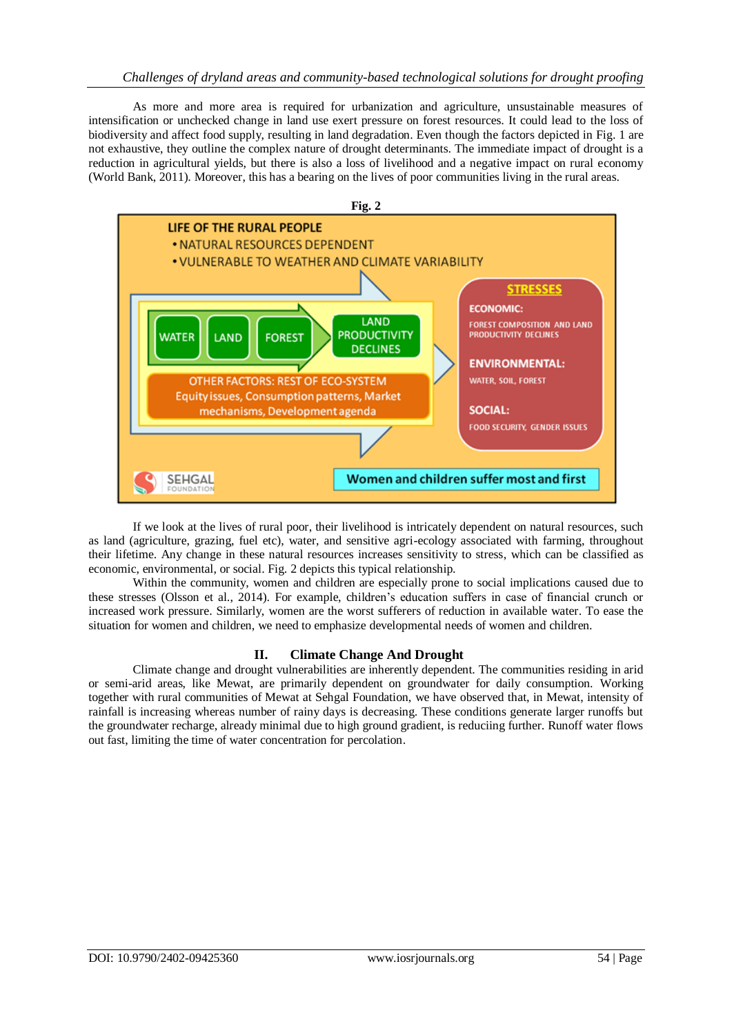As more and more area is required for urbanization and agriculture, unsustainable measures of intensification or unchecked change in land use exert pressure on forest resources. It could lead to the loss of biodiversity and affect food supply, resulting in land degradation. Even though the factors depicted in Fig. 1 are not exhaustive, they outline the complex nature of drought determinants. The immediate impact of drought is a reduction in agricultural yields, but there is also a loss of livelihood and a negative impact on rural economy (World Bank, 2011). Moreover, this has a bearing on the lives of poor communities living in the rural areas.

**Fig. 2**

If we look at the lives of rural poor, their livelihood is intricately dependent on natural resources, such as land (agriculture, grazing, fuel etc), water, and sensitive agri-ecology associated with farming, throughout their lifetime. Any change in these natural resources increases sensitivity to stress, which can be classified as economic, environmental, or social. Fig. 2 depicts this typical relationship.

Within the community, women and children are especially prone to social implications caused due to these stresses (Olsson et al., 2014). For example, children's education suffers in case of financial crunch or increased work pressure. Similarly, women are the worst sufferers of reduction in available water. To ease the situation for women and children, we need to emphasize developmental needs of women and children.

## II. Climate Change And Drought

Climate change and drought vulnerabilities are inherently dependent. The communities residing in arid or semi-arid areas, like Mewat, are primarily dependent on groundwater for daily consumption. Working together with rural communities of Mewat at Sehgal Foundation, we have observed that, in Mewat, intensity of rainfall is increasing whereas number of rainy days is decreasing. These conditions generate larger runoffs but the groundwater recharge, already minimal due to high ground gradient, is reduciing further. Runoff water flows out fast, limiting the time of water concentration for percolation.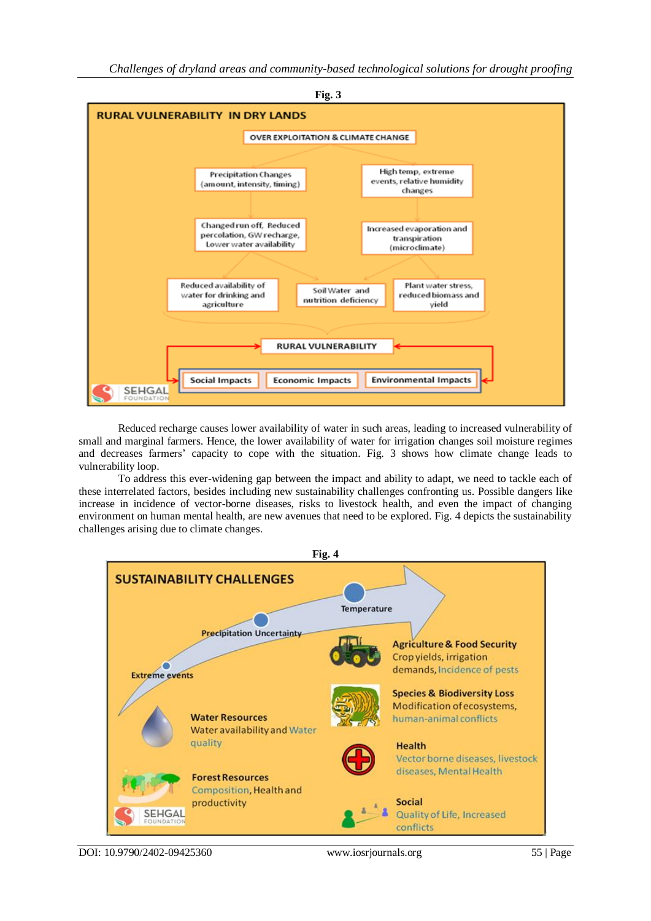**Fig. 3**

RURAL VULNERABILITY IN DRY LANDS

OVER EXPLOITATION & CLIMATE CHANGE

Precipitation Changes (amount, intensity, timing)

High temp, extreme events, relative humidity changes

Changed run off, Reduced percolation, GW recharge, Lower water availability

Increased evaporation and transpiration (microclimate)

Reduced availability of water for drinking and agriculture

Soil Water and nutrition deficiency

Plant water stress, reduced biomass and yield

RURAL VULNERABILITY

Social Impacts | Economic Impacts | Environmental Impacts

Reduced recharge causes lower availability of water in such areas, leading to increased vulnerability of small and marginal farmers. Hence, the lower availability of water for irrigation changes soil moisture regimes and decreases farmers' capacity to cope with the situation. Fig. 3 shows how climate change leads to vulnerability loop.

To address this ever-widening gap between the impact and ability to adapt, we need to tackle each of these interrelated factors, besides including new sustainability challenges confronting us. Possible dangers like increase in incidence of vector-borne diseases, risks to livestock health, and even the impact of changing environment on human mental health, are new avenues that need to be explored. Fig. 4 depicts the sustainability challenges arising due to climate changes.

**Fig. 4**

SUSTAINABILITY CHALLENGES

Extreme events — Precipitation Uncertainty — Temperature

**Agriculture & Food Security**
Crop yields, irrigation demands, Incidence of pests

**Species & Biodiversity Loss**
Modification of ecosystems, human-animal conflicts

**Health**
Vector borne diseases, livestock diseases, Mental Health

**Social**
Quality of Life, Increased conflicts

**Water Resources**
Water availability and Water quality

**Forest Resources**
Composition, Health and productivity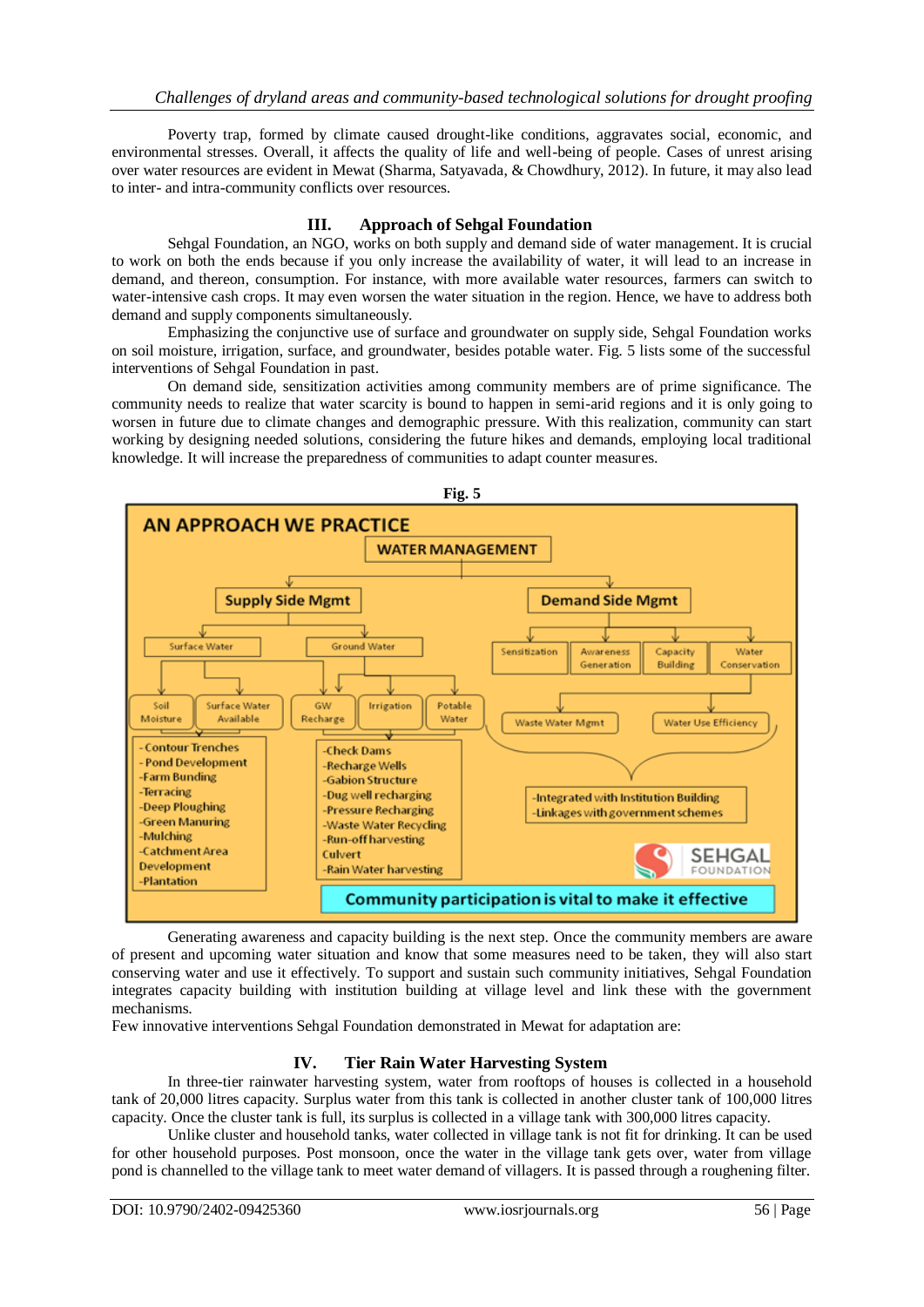Poverty trap, formed by climate caused drought-like conditions, aggravates social, economic, and environmental stresses. Overall, it affects the quality of life and well-being of people. Cases of unrest arising over water resources are evident in Mewat (Sharma, Satyavada, & Chowdhury, 2012). In future, it may also lead to inter- and intra-community conflicts over resources.

## III. Approach of Sehgal Foundation

Sehgal Foundation, an NGO, works on both supply and demand side of water management. It is crucial to work on both the ends because if you only increase the availability of water, it will lead to an increase in demand, and thereon, consumption. For instance, with more available water resources, farmers can switch to water-intensive cash crops. It may even worsen the water situation in the region. Hence, we have to address both demand and supply components simultaneously.

Emphasizing the conjunctive use of surface and groundwater on supply side, Sehgal Foundation works on soil moisture, irrigation, surface, and groundwater, besides potable water. Fig. 5 lists some of the successful interventions of Sehgal Foundation in past.

On demand side, sensitization activities among community members are of prime significance. The community needs to realize that water scarcity is bound to happen in semi-arid regions and it is only going to worsen in future due to climate changes and demographic pressure. With this realization, community can start working by designing needed solutions, considering the future hikes and demands, employing local traditional knowledge. It will increase the preparedness of communities to adapt counter measures.

**Fig. 5**

AN APPROACH WE PRACTICE

WATER MANAGEMENT

- Supply Side Mgmt
  - Surface Water
    - Soil Moisture
    - Surface Water Available
  - Ground Water
    - GW Recharge
    - Irrigation
    - Potable Water
- Demand Side Mgmt
  - Sensitization
  - Awareness Generation
  - Capacity Building
  - Water Conservation
    - Waste Water Mgmt
    - Water Use Efficiency

-Contour Trenches
-Pond Development
-Farm Bunding
-Terracing
-Deep Ploughing
-Green Manuring
-Mulching
-Catchment Area Development
-Plantation

-Check Dams
-Recharge Wells
-Gabion Structure
-Dug well recharging
-Pressure Recharging
-Waste Water Recycling
-Run-off harvesting Culvert
-Rain Water harvesting

-Integrated with Institution Building
-Linkages with government schemes

SEHGAL FOUNDATION

Community participation is vital to make it effective

Generating awareness and capacity building is the next step. Once the community members are aware of present and upcoming water situation and know that some measures need to be taken, they will also start conserving water and use it effectively. To support and sustain such community initiatives, Sehgal Foundation integrates capacity building with institution building at village level and link these with the government mechanisms.

Few innovative interventions Sehgal Foundation demonstrated in Mewat for adaptation are:

## IV. Tier Rain Water Harvesting System

In three-tier rainwater harvesting system, water from rooftops of houses is collected in a household tank of 20,000 litres capacity. Surplus water from this tank is collected in another cluster tank of 100,000 litres capacity. Once the cluster tank is full, its surplus is collected in a village tank with 300,000 litres capacity.

Unlike cluster and household tanks, water collected in village tank is not fit for drinking. It can be used for other household purposes. Post monsoon, once the water in the village tank gets over, water from village pond is channelled to the village tank to meet water demand of villagers. It is passed through a roughening filter.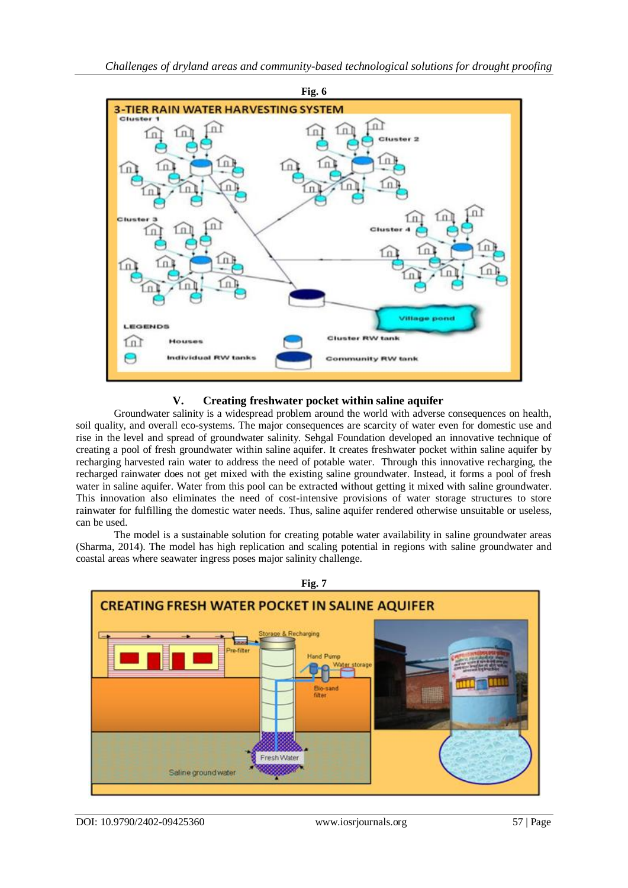**Fig. 6**

## V. Creating freshwater pocket within saline aquifer

Groundwater salinity is a widespread problem around the world with adverse consequences on health, soil quality, and overall eco-systems. The major consequences are scarcity of water even for domestic use and rise in the level and spread of groundwater salinity. Sehgal Foundation developed an innovative technique of creating a pool of fresh groundwater within saline aquifer. It creates freshwater pocket within saline aquifer by recharging harvested rain water to address the need of potable water. Through this innovative recharging, the recharged rainwater does not get mixed with the existing saline groundwater. Instead, it forms a pool of fresh water in saline aquifer. Water from this pool can be extracted without getting it mixed with saline groundwater. This innovation also eliminates the need of cost-intensive provisions of water storage structures to store rainwater for fulfilling the domestic water needs. Thus, saline aquifer rendered otherwise unsuitable or useless, can be used.

The model is a sustainable solution for creating potable water availability in saline groundwater areas (Sharma, 2014). The model has high replication and scaling potential in regions with saline groundwater and coastal areas where seawater ingress poses major salinity challenge.

**Fig. 7**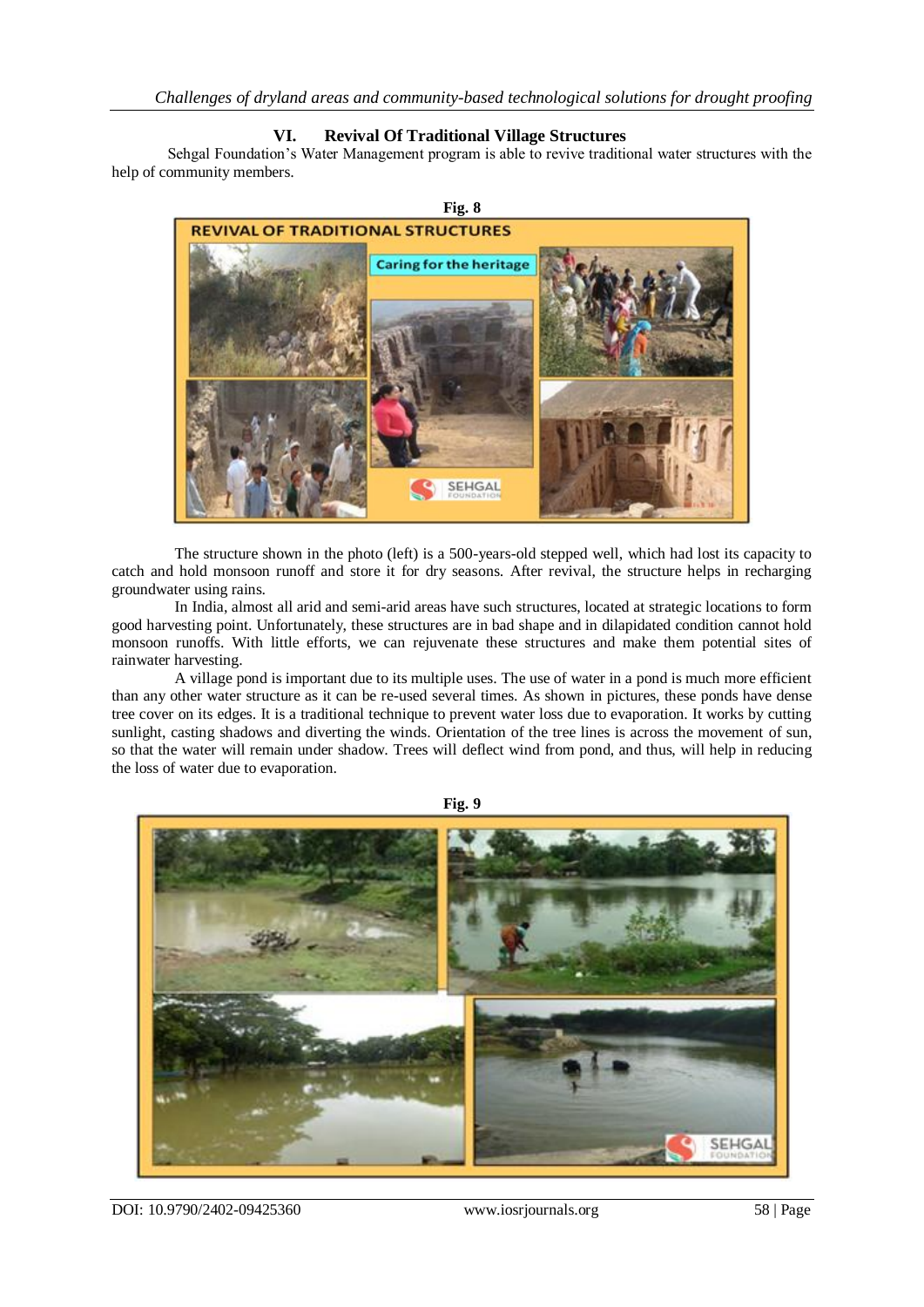## VI. Revival Of Traditional Village Structures

Sehgal Foundation's Water Management program is able to revive traditional water structures with the help of community members.

**Fig. 8**

The structure shown in the photo (left) is a 500-years-old stepped well, which had lost its capacity to catch and hold monsoon runoff and store it for dry seasons. After revival, the structure helps in recharging groundwater using rains.

In India, almost all arid and semi-arid areas have such structures, located at strategic locations to form good harvesting point. Unfortunately, these structures are in bad shape and in dilapidated condition cannot hold monsoon runoffs. With little efforts, we can rejuvenate these structures and make them potential sites of rainwater harvesting.

A village pond is important due to its multiple uses. The use of water in a pond is much more efficient than any other water structure as it can be re-used several times. As shown in pictures, these ponds have dense tree cover on its edges. It is a traditional technique to prevent water loss due to evaporation. It works by cutting sunlight, casting shadows and diverting the winds. Orientation of the tree lines is across the movement of sun, so that the water will remain under shadow. Trees will deflect wind from pond, and thus, will help in reducing the loss of water due to evaporation.

**Fig. 9**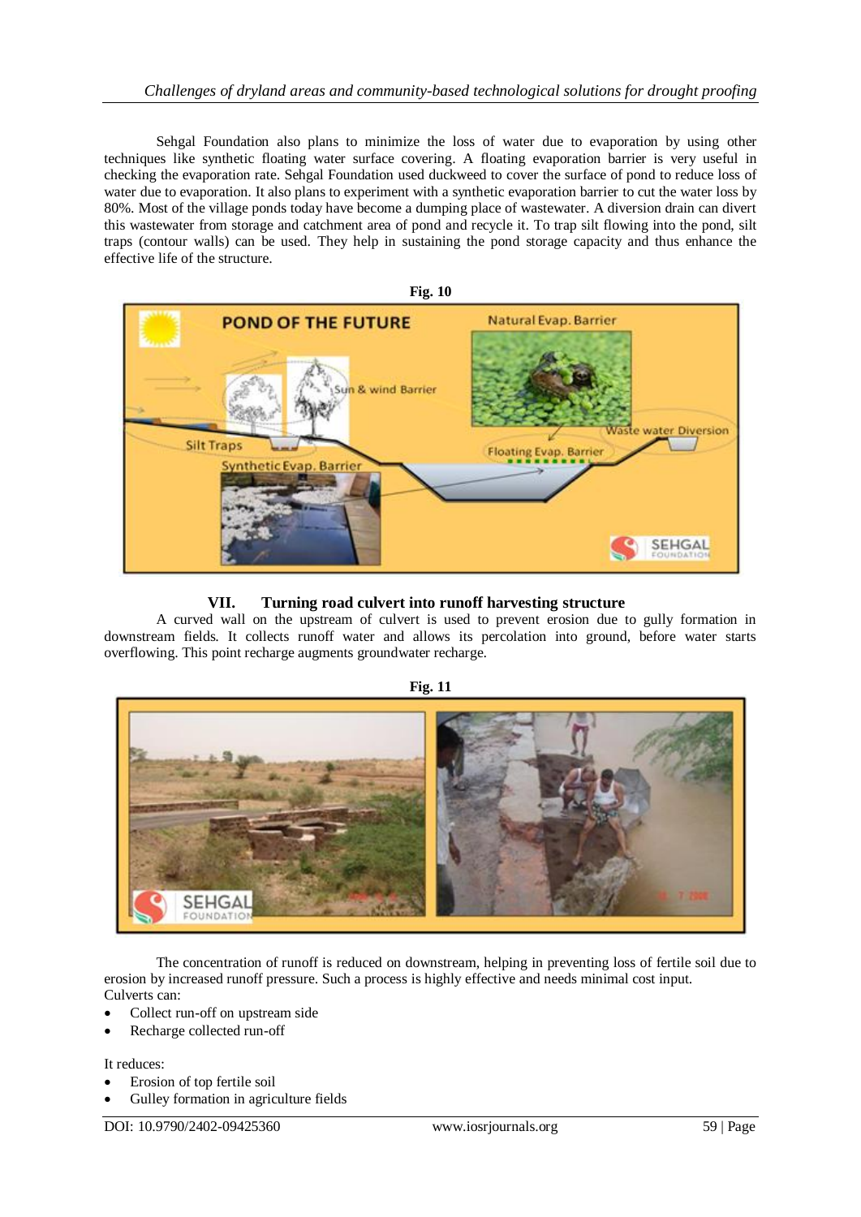Sehgal Foundation also plans to minimize the loss of water due to evaporation by using other techniques like synthetic floating water surface covering. A floating evaporation barrier is very useful in checking the evaporation rate. Sehgal Foundation used duckweed to cover the surface of pond to reduce loss of water due to evaporation. It also plans to experiment with a synthetic evaporation barrier to cut the water loss by 80%. Most of the village ponds today have become a dumping place of wastewater. A diversion drain can divert this wastewater from storage and catchment area of pond and recycle it. To trap silt flowing into the pond, silt traps (contour walls) can be used. They help in sustaining the pond storage capacity and thus enhance the effective life of the structure.

**Fig. 10**

## VII. Turning road culvert into runoff harvesting structure

A curved wall on the upstream of culvert is used to prevent erosion due to gully formation in downstream fields. It collects runoff water and allows its percolation into ground, before water starts overflowing. This point recharge augments groundwater recharge.

**Fig. 11**

The concentration of runoff is reduced on downstream, helping in preventing loss of fertile soil due to erosion by increased runoff pressure. Such a process is highly effective and needs minimal cost input.
Culverts can:

- Collect run-off on upstream side
- Recharge collected run-off

It reduces:

- Erosion of top fertile soil
- Gulley formation in agriculture fields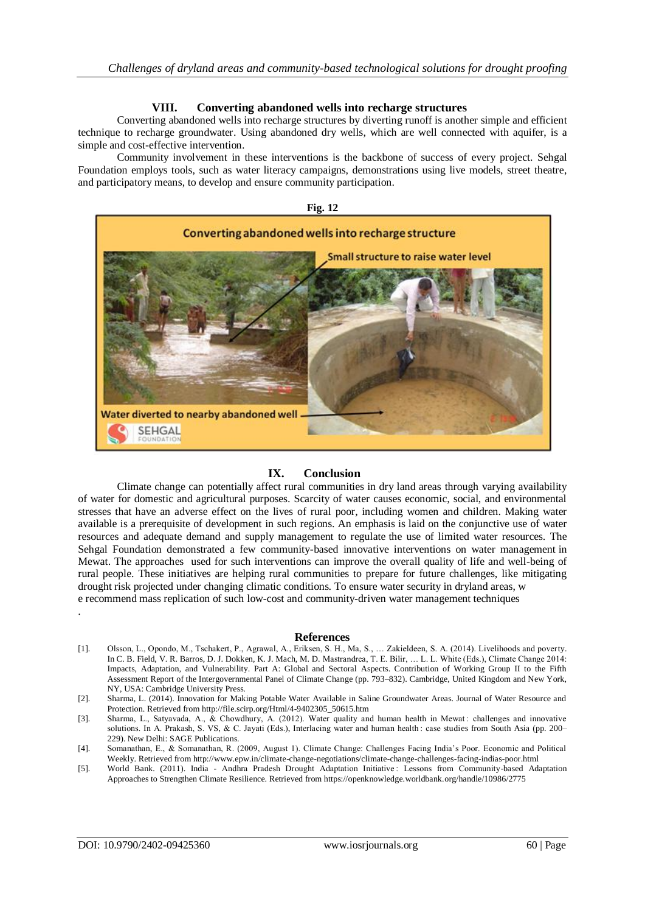## VIII. Converting abandoned wells into recharge structures

Converting abandoned wells into recharge structures by diverting runoff is another simple and efficient technique to recharge groundwater. Using abandoned dry wells, which are well connected with aquifer, is a simple and cost-effective intervention.

Community involvement in these interventions is the backbone of success of every project. Sehgal Foundation employs tools, such as water literacy campaigns, demonstrations using live models, street theatre, and participatory means, to develop and ensure community participation.

**Fig. 12**

Converting abandoned wells into recharge structure

Small structure to raise water level

Water diverted to nearby abandoned well

SEHGAL FOUNDATION

## IX. Conclusion

Climate change can potentially affect rural communities in dry land areas through varying availability of water for domestic and agricultural purposes. Scarcity of water causes economic, social, and environmental stresses that have an adverse effect on the lives of rural poor, including women and children. Making water available is a prerequisite of development in such regions. An emphasis is laid on the conjunctive use of water resources and adequate demand and supply management to regulate the use of limited water resources. The Sehgal Foundation demonstrated a few community-based innovative interventions on water management in Mewat. The approaches used for such interventions can improve the overall quality of life and well-being of rural people. These initiatives are helping rural communities to prepare for future challenges, like mitigating drought risk projected under changing climatic conditions. To ensure water security in dryland areas, w e recommend mass replication of such low-cost and community-driven water management techniques

.

## References

[1]. Olsson, L., Opondo, M., Tschakert, P., Agrawal, A., Eriksen, S. H., Ma, S., … Zakieldeen, S. A. (2014). Livelihoods and poverty. In C. B. Field, V. R. Barros, D. J. Dokken, K. J. Mach, M. D. Mastrandrea, T. E. Bilir, … L. L. White (Eds.), Climate Change 2014: Impacts, Adaptation, and Vulnerability. Part A: Global and Sectoral Aspects. Contribution of Working Group II to the Fifth Assessment Report of the Intergovernmental Panel of Climate Change (pp. 793–832). Cambridge, United Kingdom and New York, NY, USA: Cambridge University Press.

[2]. Sharma, L. (2014). Innovation for Making Potable Water Available in Saline Groundwater Areas. Journal of Water Resource and Protection. Retrieved from http://file.scirp.org/Html/4-9402305_50615.htm

[3]. Sharma, L., Satyavada, A., & Chowdhury, A. (2012). Water quality and human health in Mewat : challenges and innovative solutions. In A. Prakash, S. VS, & C. Jayati (Eds.), Interlacing water and human health : case studies from South Asia (pp. 200–229). New Delhi: SAGE Publications.

[4]. Somanathan, E., & Somanathan, R. (2009, August 1). Climate Change: Challenges Facing India's Poor. Economic and Political Weekly. Retrieved from http://www.epw.in/climate-change-negotiations/climate-change-challenges-facing-indias-poor.html

[5]. World Bank. (2011). India - Andhra Pradesh Drought Adaptation Initiative : Lessons from Community-based Adaptation Approaches to Strengthen Climate Resilience. Retrieved from https://openknowledge.worldbank.org/handle/10986/2775